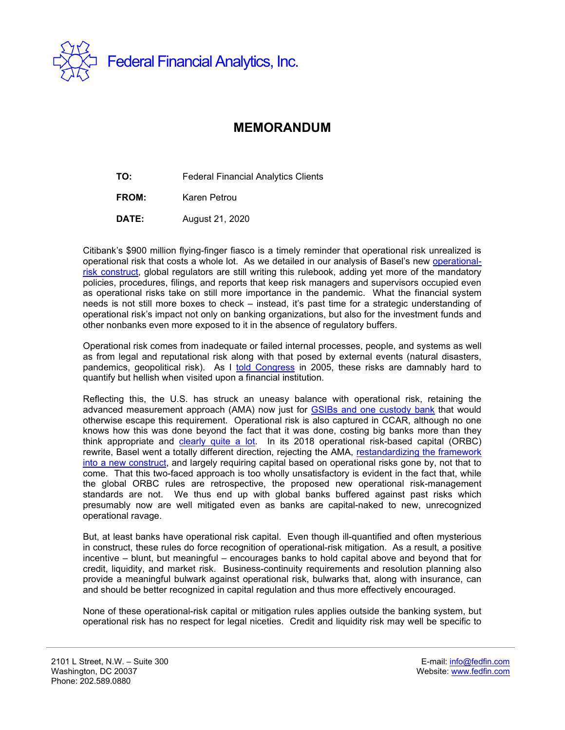Federal Financial Analytics, Inc.

# MEMORANDUM

**TO:** Federal Financial Analytics Clients

**FROM:** Karen Petrou

**DATE:** August 21, 2020

Citibank's $900 million flying-finger fiasco is a timely reminder that operational risk unrealized is operational risk that costs a whole lot. As we detailed in our analysis of Basel's new operational-risk construct, global regulators are still writing this rulebook, adding yet more of the mandatory policies, procedures, filings, and reports that keep risk managers and supervisors occupied even as operational risks take on still more importance in the pandemic. What the financial system needs is not still more boxes to check – instead, it's past time for a strategic understanding of operational risk's impact not only on banking organizations, but also for the investment funds and other nonbanks even more exposed to it in the absence of regulatory buffers.

Operational risk comes from inadequate or failed internal processes, people, and systems as well as from legal and reputational risk along with that posed by external events (natural disasters, pandemics, geopolitical risk). As I told Congress in 2005, these risks are damnably hard to quantify but hellish when visited upon a financial institution.

Reflecting this, the U.S. has struck an uneasy balance with operational risk, retaining the advanced measurement approach (AMA) now just for GSIBs and one custody bank that would otherwise escape this requirement. Operational risk is also captured in CCAR, although no one knows how this was done beyond the fact that it was done, costing big banks more than they think appropriate and clearly quite a lot. In its 2018 operational risk-based capital (ORBC) rewrite, Basel went a totally different direction, rejecting the AMA, restandardizing the framework into a new construct, and largely requiring capital based on operational risks gone by, not that to come. That this two-faced approach is too wholly unsatisfactory is evident in the fact that, while the global ORBC rules are retrospective, the proposed new operational risk-management standards are not. We thus end up with global banks buffered against past risks which presumably now are well mitigated even as banks are capital-naked to new, unrecognized operational ravage.

But, at least banks have operational risk capital. Even though ill-quantified and often mysterious in construct, these rules do force recognition of operational-risk mitigation. As a result, a positive incentive – blunt, but meaningful – encourages banks to hold capital above and beyond that for credit, liquidity, and market risk. Business-continuity requirements and resolution planning also provide a meaningful bulwark against operational risk, bulwarks that, along with insurance, can and should be better recognized in capital regulation and thus more effectively encouraged.

None of these operational-risk capital or mitigation rules applies outside the banking system, but operational risk has no respect for legal niceties. Credit and liquidity risk may well be specific to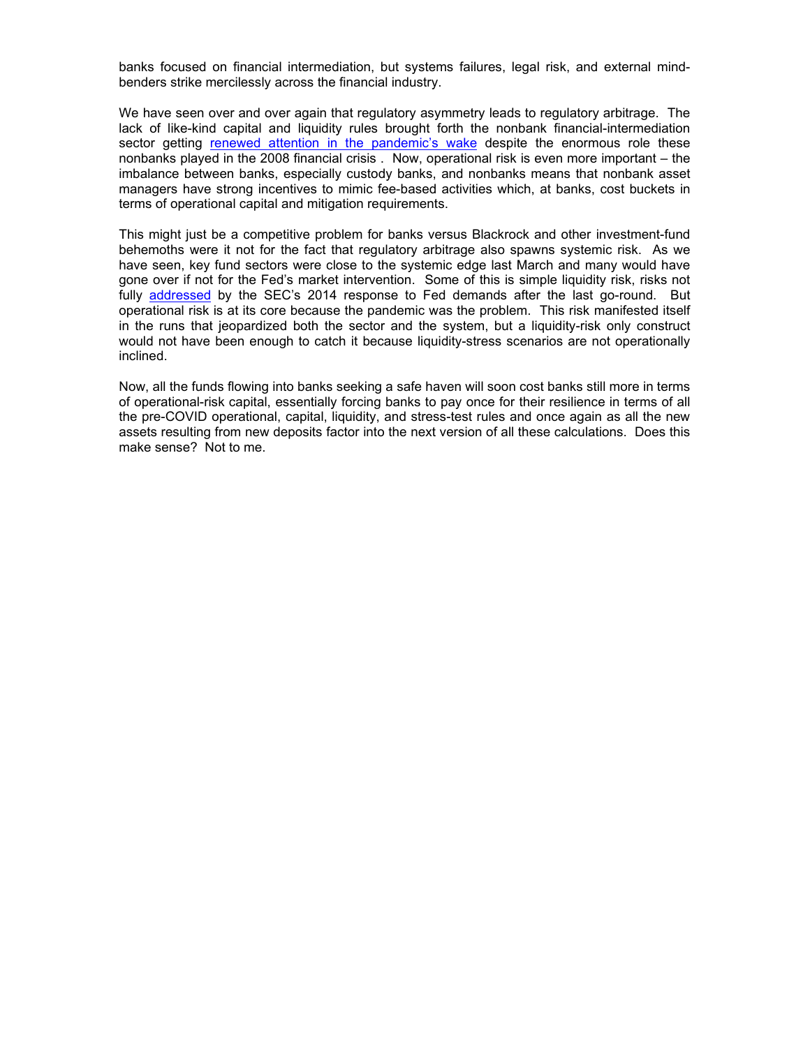banks focused on financial intermediation, but systems failures, legal risk, and external mind-benders strike mercilessly across the financial industry.

We have seen over and over again that regulatory asymmetry leads to regulatory arbitrage. The lack of like-kind capital and liquidity rules brought forth the nonbank financial-intermediation sector getting renewed attention in the pandemic's wake despite the enormous role these nonbanks played in the 2008 financial crisis . Now, operational risk is even more important – the imbalance between banks, especially custody banks, and nonbanks means that nonbank asset managers have strong incentives to mimic fee-based activities which, at banks, cost buckets in terms of operational capital and mitigation requirements.

This might just be a competitive problem for banks versus Blackrock and other investment-fund behemoths were it not for the fact that regulatory arbitrage also spawns systemic risk. As we have seen, key fund sectors were close to the systemic edge last March and many would have gone over if not for the Fed's market intervention. Some of this is simple liquidity risk, risks not fully addressed by the SEC's 2014 response to Fed demands after the last go-round. But operational risk is at its core because the pandemic was the problem. This risk manifested itself in the runs that jeopardized both the sector and the system, but a liquidity-risk only construct would not have been enough to catch it because liquidity-stress scenarios are not operationally inclined.

Now, all the funds flowing into banks seeking a safe haven will soon cost banks still more in terms of operational-risk capital, essentially forcing banks to pay once for their resilience in terms of all the pre-COVID operational, capital, liquidity, and stress-test rules and once again as all the new assets resulting from new deposits factor into the next version of all these calculations. Does this make sense? Not to me.